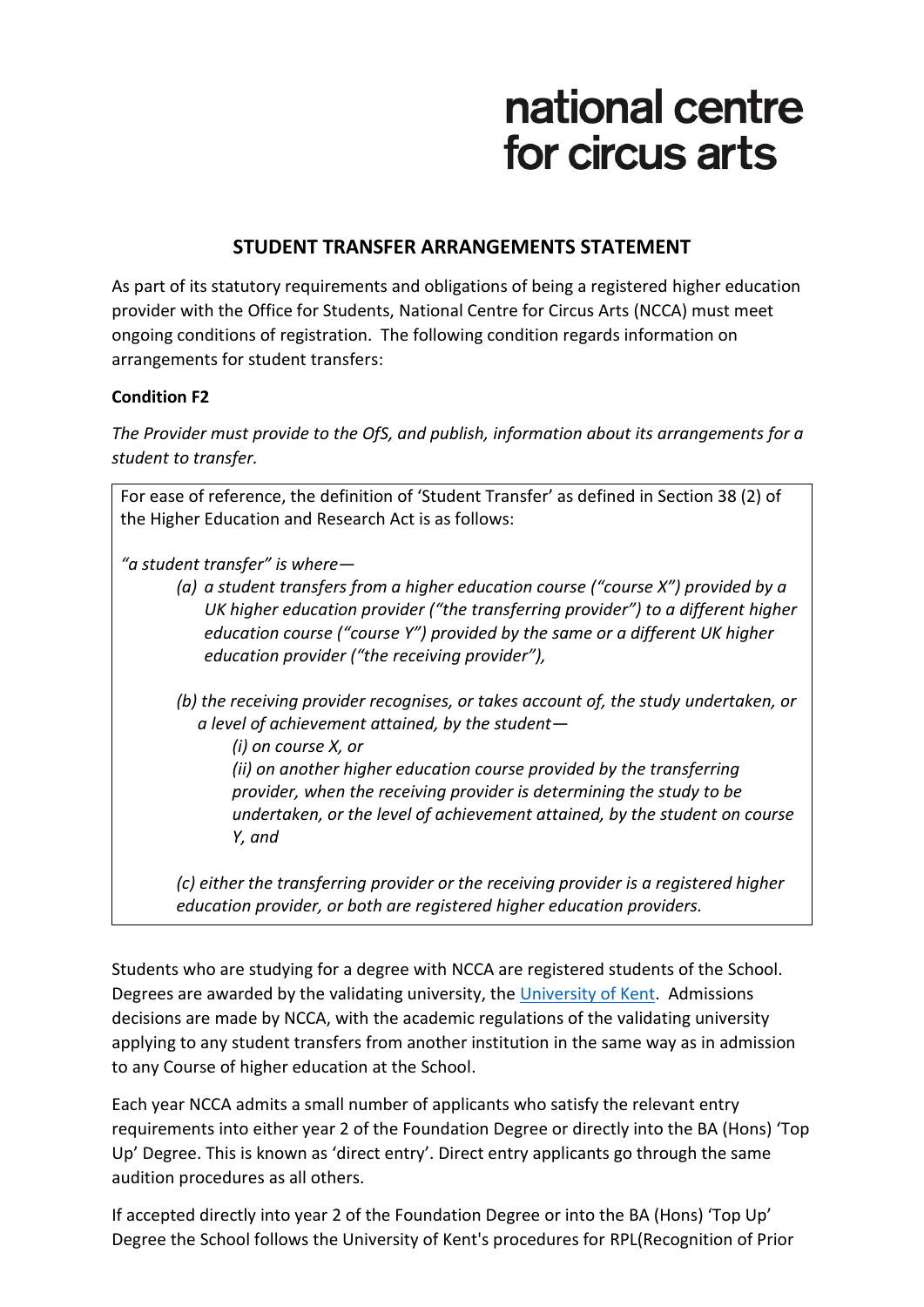national centre
for circus arts

## STUDENT TRANSFER ARRANGEMENTS STATEMENT

As part of its statutory requirements and obligations of being a registered higher education provider with the Office for Students, National Centre for Circus Arts (NCCA) must meet ongoing conditions of registration. The following condition regards information on arrangements for student transfers:

**Condition F2**

*The Provider must provide to the OfS, and publish, information about its arrangements for a student to transfer.*

> For ease of reference, the definition of 'Student Transfer' as defined in Section 38 (2) of the Higher Education and Research Act is as follows:
>
> *"a student transfer" is where—*
>
> *(a) a student transfers from a higher education course ("course X") provided by a UK higher education provider ("the transferring provider") to a different higher education course ("course Y") provided by the same or a different UK higher education provider ("the receiving provider"),*
>
> *(b) the receiving provider recognises, or takes account of, the study undertaken, or a level of achievement attained, by the student—*
>
> *(i) on course X, or*
>
> *(ii) on another higher education course provided by the transferring provider, when the receiving provider is determining the study to be undertaken, or the level of achievement attained, by the student on course Y, and*
>
> *(c) either the transferring provider or the receiving provider is a registered higher education provider, or both are registered higher education providers.*

Students who are studying for a degree with NCCA are registered students of the School. Degrees are awarded by the validating university, the [University of Kent](). Admissions decisions are made by NCCA, with the academic regulations of the validating university applying to any student transfers from another institution in the same way as in admission to any Course of higher education at the School.

Each year NCCA admits a small number of applicants who satisfy the relevant entry requirements into either year 2 of the Foundation Degree or directly into the BA (Hons) 'Top Up' Degree. This is known as 'direct entry'. Direct entry applicants go through the same audition procedures as all others.

If accepted directly into year 2 of the Foundation Degree or into the BA (Hons) 'Top Up' Degree the School follows the University of Kent's procedures for RPL(Recognition of Prior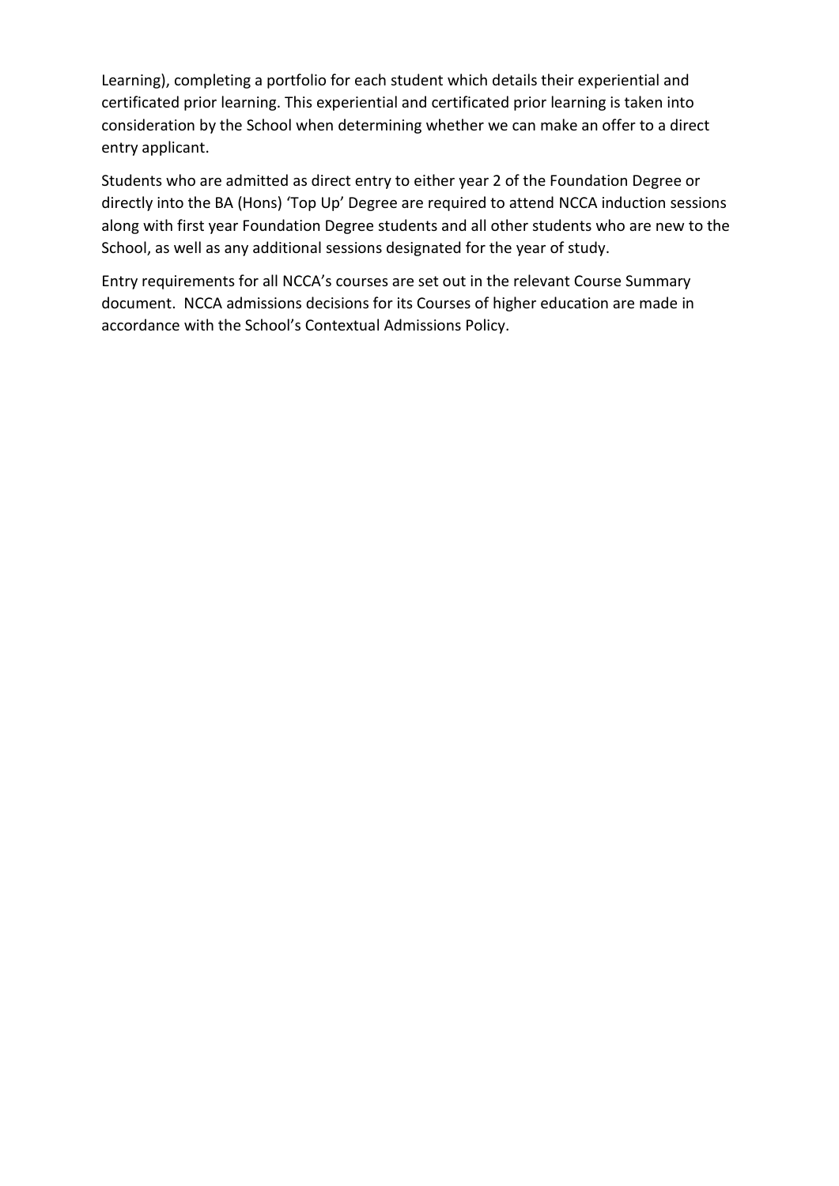Learning), completing a portfolio for each student which details their experiential and certificated prior learning. This experiential and certificated prior learning is taken into consideration by the School when determining whether we can make an offer to a direct entry applicant.

Students who are admitted as direct entry to either year 2 of the Foundation Degree or directly into the BA (Hons) 'Top Up' Degree are required to attend NCCA induction sessions along with first year Foundation Degree students and all other students who are new to the School, as well as any additional sessions designated for the year of study.

Entry requirements for all NCCA's courses are set out in the relevant Course Summary document. NCCA admissions decisions for its Courses of higher education are made in accordance with the School's Contextual Admissions Policy.